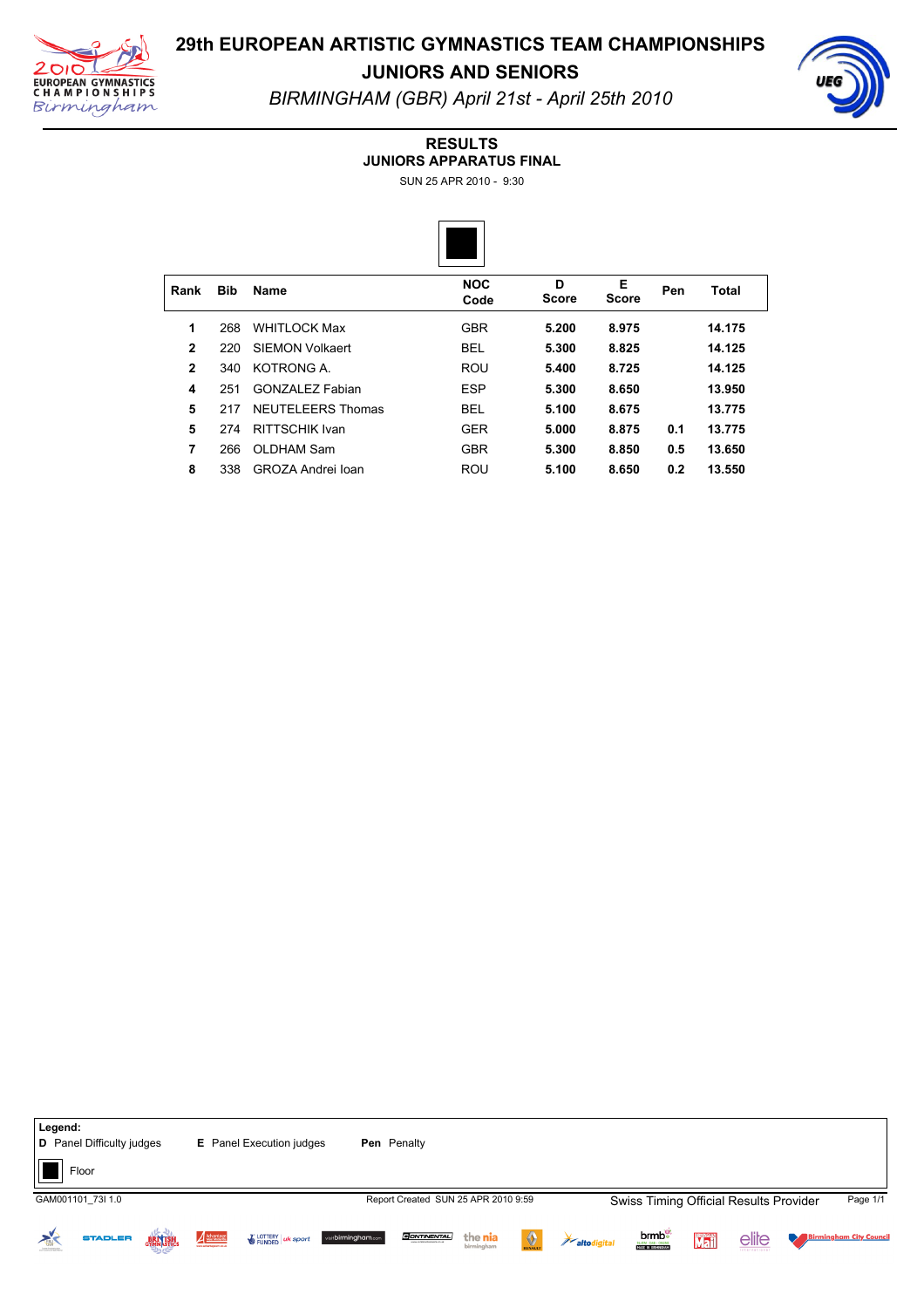# 29th EUROPEAN ARTISTIC GYMNASTICS TEAM CHAMPIONSHIPS

## JUNIORS AND SENIORS

*BIRMINGHAM (GBR) April 21st - April 25th 2010*

### RESULTS
### JUNIORS APPARATUS FINAL

SUN 25 APR 2010 - 9:30

| Rank | Bib | Name | NOC Code | D Score | E Score | Pen | Total |
|---|---|---|---|---|---|---|---|
| **1** | 268 | WHITLOCK Max | GBR | **5.200** | **8.975** | | **14.175** |
| **2** | 220 | SIEMON Volkaert | BEL | **5.300** | **8.825** | | **14.125** |
| **2** | 340 | KOTRONG A. | ROU | **5.400** | **8.725** | | **14.125** |
| **4** | 251 | GONZALEZ Fabian | ESP | **5.300** | **8.650** | | **13.950** |
| **5** | 217 | NEUTELEERS Thomas | BEL | **5.100** | **8.675** | | **13.775** |
| **5** | 274 | RITTSCHIK Ivan | GER | **5.000** | **8.875** | **0.1** | **13.775** |
| **7** | 266 | OLDHAM Sam | GBR | **5.300** | **8.850** | **0.5** | **13.650** |
| **8** | 338 | GROZA Andrei Ioan | ROU | **5.100** | **8.650** | **0.2** | **13.550** |

**Legend:**
**D** Panel Difficulty judges **E** Panel Execution judges **Pen** Penalty

Floor

GAM001101_73I 1.0 Report Created SUN 25 APR 2010 9:59 Swiss Timing Official Results Provider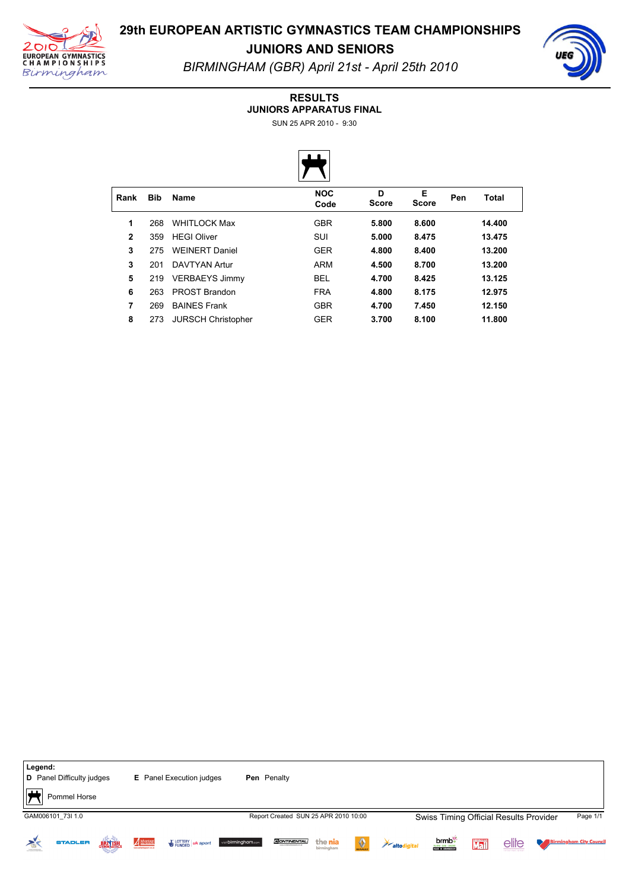# 29th EUROPEAN ARTISTIC GYMNASTICS TEAM CHAMPIONSHIPS

## JUNIORS AND SENIORS

*BIRMINGHAM (GBR) April 21st - April 25th 2010*

### RESULTS

### JUNIORS APPARATUS FINAL

SUN 25 APR 2010 - 9:30

| Rank | Bib | Name | NOC Code | D Score | E Score | Pen | Total |
|---|---|---|---|---|---|---|---|
| 1 | 268 | WHITLOCK Max | GBR | **5.800** | **8.600** | | **14.400** |
| 2 | 359 | HEGI Oliver | SUI | **5.000** | **8.475** | | **13.475** |
| 3 | 275 | WEINERT Daniel | GER | **4.800** | **8.400** | | **13.200** |
| 3 | 201 | DAVTYAN Artur | ARM | **4.500** | **8.700** | | **13.200** |
| 5 | 219 | VERBAEYS Jimmy | BEL | **4.700** | **8.425** | | **13.125** |
| 6 | 263 | PROST Brandon | FRA | **4.800** | **8.175** | | **12.975** |
| 7 | 269 | BAINES Frank | GBR | **4.700** | **7.450** | | **12.150** |
| 8 | 273 | JURSCH Christopher | GER | **3.700** | **8.100** | | **11.800** |

**Legend:**
**D** Panel Difficulty judges **E** Panel Execution judges **Pen** Penalty

Pommel Horse

GAM006101_73I 1.0 Report Created SUN 25 APR 2010 10:00 Swiss Timing Official Results Provider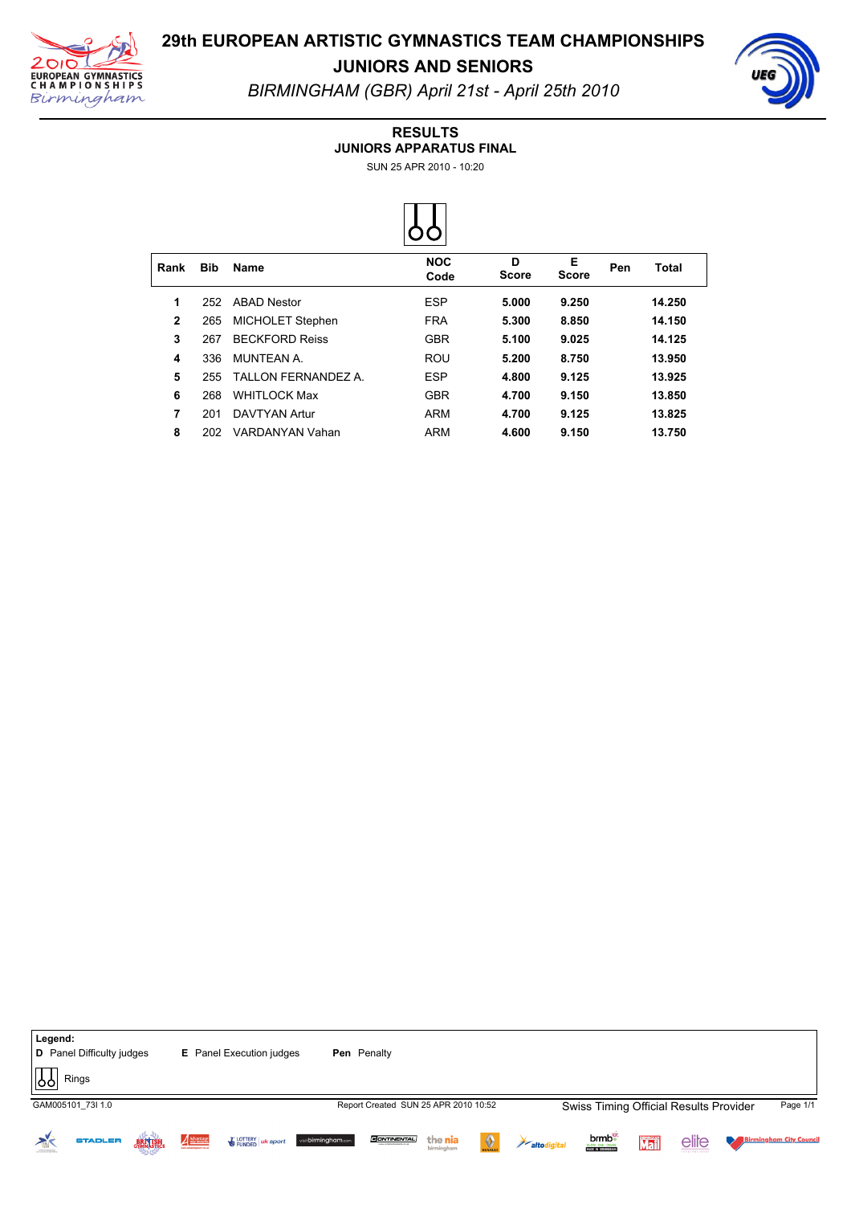# 29th EUROPEAN ARTISTIC GYMNASTICS TEAM CHAMPIONSHIPS

## JUNIORS AND SENIORS

*BIRMINGHAM (GBR) April 21st - April 25th 2010*

## RESULTS

### JUNIORS APPARATUS FINAL

SUN 25 APR 2010 - 10:20

| Rank | Bib | Name | NOC Code | D Score | E Score | Pen | Total |
|---|---|---|---|---|---|---|---|
| 1 | 252 | ABAD Nestor | ESP | 5.000 | 9.250 | | 14.250 |
| 2 | 265 | MICHOLET Stephen | FRA | 5.300 | 8.850 | | 14.150 |
| 3 | 267 | BECKFORD Reiss | GBR | 5.100 | 9.025 | | 14.125 |
| 4 | 336 | MUNTEAN A. | ROU | 5.200 | 8.750 | | 13.950 |
| 5 | 255 | TALLON FERNANDEZ A. | ESP | 4.800 | 9.125 | | 13.925 |
| 6 | 268 | WHITLOCK Max | GBR | 4.700 | 9.150 | | 13.850 |
| 7 | 201 | DAVTYAN Artur | ARM | 4.700 | 9.125 | | 13.825 |
| 8 | 202 | VARDANYAN Vahan | ARM | 4.600 | 9.150 | | 13.750 |

**Legend:**
**D** Panel Difficulty judges **E** Panel Execution judges **Pen** Penalty

Rings

GAM005101_73I 1.0 Report Created SUN 25 APR 2010 10:52 Swiss Timing Official Results Provider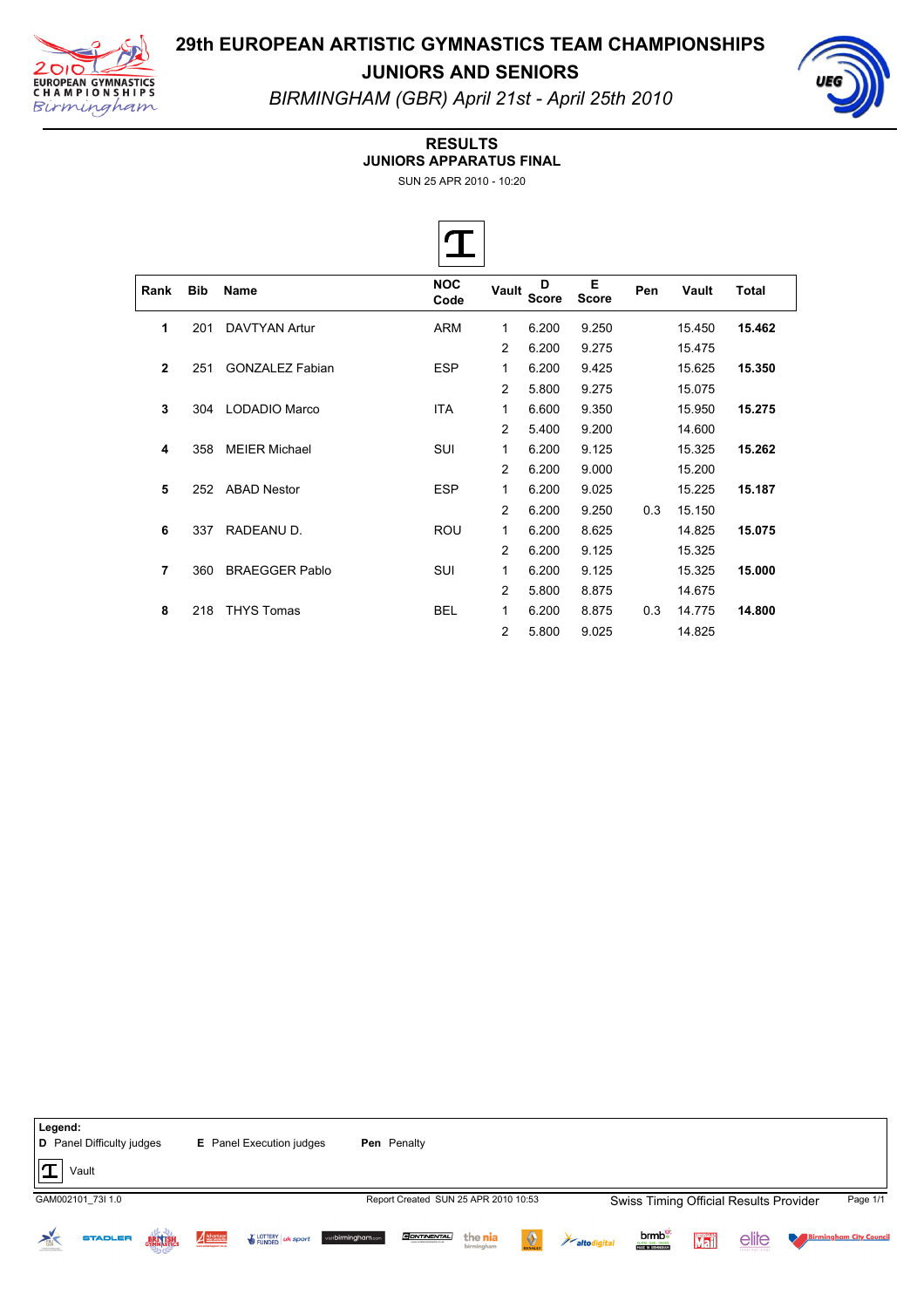# 29th EUROPEAN ARTISTIC GYMNASTICS TEAM CHAMPIONSHIPS

## JUNIORS AND SENIORS

*BIRMINGHAM (GBR) April 21st - April 25th 2010*

### RESULTS
### JUNIORS APPARATUS FINAL

SUN 25 APR 2010 - 10:20

| Rank | Bib | Name | NOC Code | Vault | D Score | E Score | Pen | Vault | Total |
|---|---|---|---|---|---|---|---|---|---|
| **1** | 201 | DAVTYAN Artur | ARM | 1 | 6.200 | 9.250 | | 15.450 | **15.462** |
| | | | | 2 | 6.200 | 9.275 | | 15.475 | |
| **2** | 251 | GONZALEZ Fabian | ESP | 1 | 6.200 | 9.425 | | 15.625 | **15.350** |
| | | | | 2 | 5.800 | 9.275 | | 15.075 | |
| **3** | 304 | LODADIO Marco | ITA | 1 | 6.600 | 9.350 | | 15.950 | **15.275** |
| | | | | 2 | 5.400 | 9.200 | | 14.600 | |
| **4** | 358 | MEIER Michael | SUI | 1 | 6.200 | 9.125 | | 15.325 | **15.262** |
| | | | | 2 | 6.200 | 9.000 | | 15.200 | |
| **5** | 252 | ABAD Nestor | ESP | 1 | 6.200 | 9.025 | | 15.225 | **15.187** |
| | | | | 2 | 6.200 | 9.250 | 0.3 | 15.150 | |
| **6** | 337 | RADEANU D. | ROU | 1 | 6.200 | 8.625 | | 14.825 | **15.075** |
| | | | | 2 | 6.200 | 9.125 | | 15.325 | |
| **7** | 360 | BRAEGGER Pablo | SUI | 1 | 6.200 | 9.125 | | 15.325 | **15.000** |
| | | | | 2 | 5.800 | 8.875 | | 14.675 | |
| **8** | 218 | THYS Tomas | BEL | 1 | 6.200 | 8.875 | 0.3 | 14.775 | **14.800** |
| | | | | 2 | 5.800 | 9.025 | | 14.825 | |

**Legend:**
**D** Panel Difficulty judges  **E** Panel Execution judges  **Pen** Penalty

Vault

GAM002101_73I 1.0  Report Created SUN 25 APR 2010 10:53  Swiss Timing Official Results Provider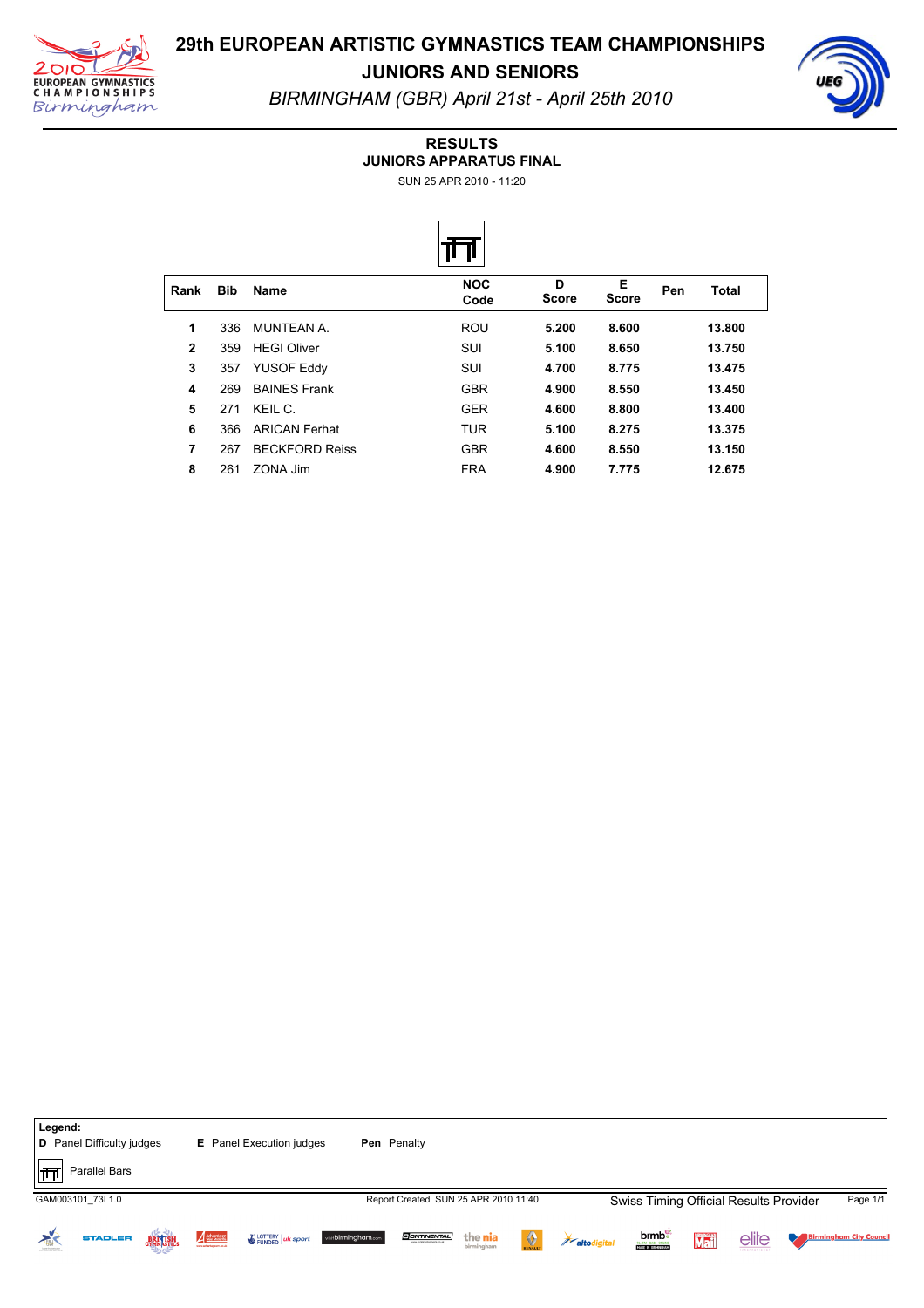# 29th EUROPEAN ARTISTIC GYMNASTICS TEAM CHAMPIONSHIPS

## JUNIORS AND SENIORS

*BIRMINGHAM (GBR) April 21st - April 25th 2010*

### RESULTS
### JUNIORS APPARATUS FINAL

SUN 25 APR 2010 - 11:20

| Rank | Bib | Name | NOC Code | D Score | E Score | Pen | Total |
|---|---|---|---|---|---|---|---|
| 1 | 336 | MUNTEAN A. | ROU | 5.200 | 8.600 | | 13.800 |
| 2 | 359 | HEGI Oliver | SUI | 5.100 | 8.650 | | 13.750 |
| 3 | 357 | YUSOF Eddy | SUI | 4.700 | 8.775 | | 13.475 |
| 4 | 269 | BAINES Frank | GBR | 4.900 | 8.550 | | 13.450 |
| 5 | 271 | KEIL C. | GER | 4.600 | 8.800 | | 13.400 |
| 6 | 366 | ARICAN Ferhat | TUR | 5.100 | 8.275 | | 13.375 |
| 7 | 267 | BECKFORD Reiss | GBR | 4.600 | 8.550 | | 13.150 |
| 8 | 261 | ZONA Jim | FRA | 4.900 | 7.775 | | 12.675 |

**Legend:**
**D** Panel Difficulty judges **E** Panel Execution judges **Pen** Penalty

Parallel Bars

GAM003101_73I 1.0 Report Created SUN 25 APR 2010 11:40 Swiss Timing Official Results Provider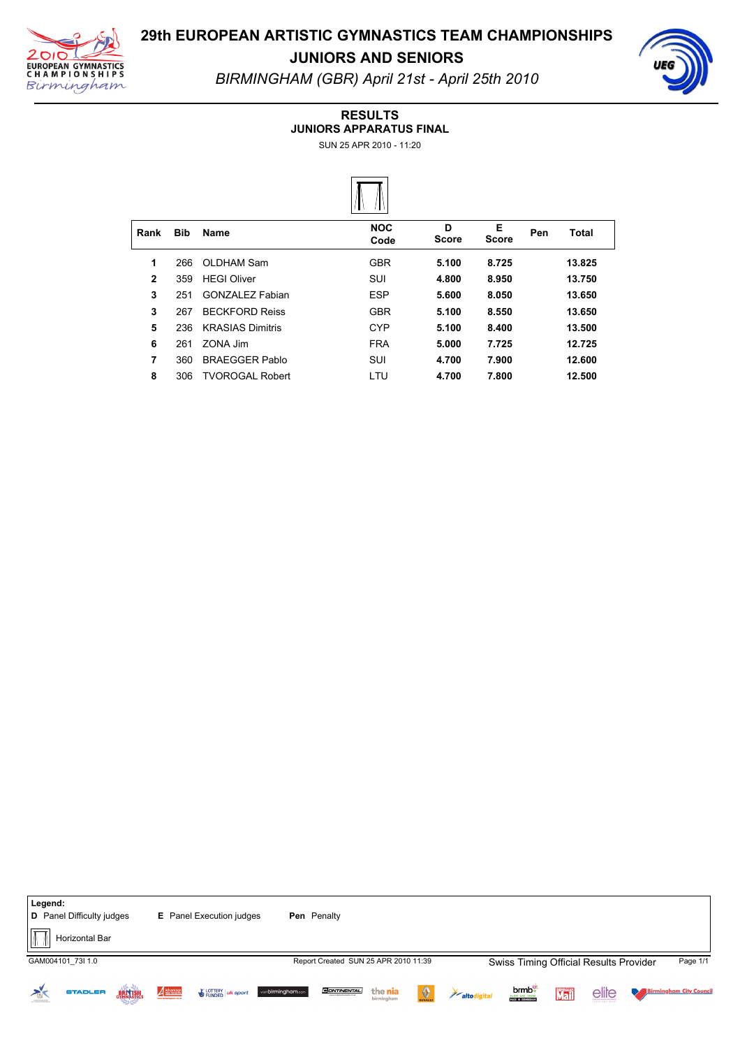# 29th EUROPEAN ARTISTIC GYMNASTICS TEAM CHAMPIONSHIPS
## JUNIORS AND SENIORS
*BIRMINGHAM (GBR) April 21st - April 25th 2010*

### RESULTS
### JUNIORS APPARATUS FINAL
SUN 25 APR 2010 - 11:20

| Rank | Bib | Name | NOC Code | D Score | E Score | Pen | Total |
|---|---|---|---|---|---|---|---|
| **1** | 266 | OLDHAM Sam | GBR | **5.100** | **8.725** | | **13.825** |
| **2** | 359 | HEGI Oliver | SUI | **4.800** | **8.950** | | **13.750** |
| **3** | 251 | GONZALEZ Fabian | ESP | **5.600** | **8.050** | | **13.650** |
| **3** | 267 | BECKFORD Reiss | GBR | **5.100** | **8.550** | | **13.650** |
| **5** | 236 | KRASIAS Dimitris | CYP | **5.100** | **8.400** | | **13.500** |
| **6** | 261 | ZONA Jim | FRA | **5.000** | **7.725** | | **12.725** |
| **7** | 360 | BRAEGGER Pablo | SUI | **4.700** | **7.900** | | **12.600** |
| **8** | 306 | TVOROGAL Robert | LTU | **4.700** | **7.800** | | **12.500** |

**Legend:**
**D** Panel Difficulty judges **E** Panel Execution judges **Pen** Penalty

Horizontal Bar

GAM004101_73I 1.0 Report Created SUN 25 APR 2010 11:39 Swiss Timing Official Results Provider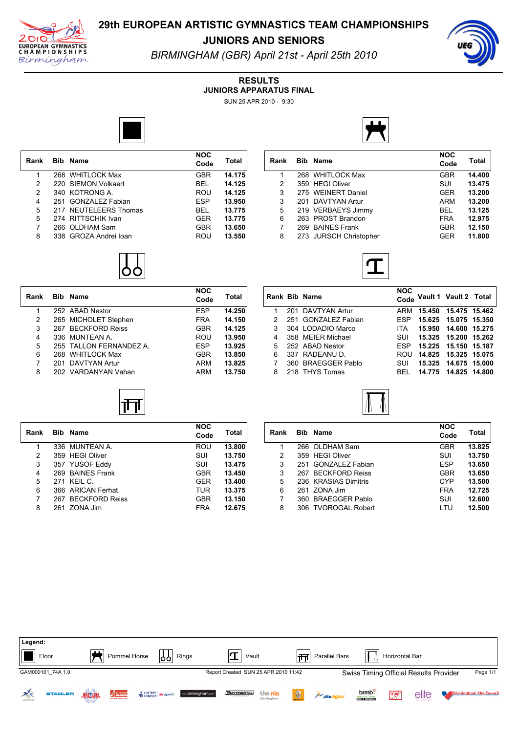# 29th EUROPEAN ARTISTIC GYMNASTICS TEAM CHAMPIONSHIPS

## JUNIORS AND SENIORS

*BIRMINGHAM (GBR) April 21st - April 25th 2010*

### RESULTS

**JUNIORS APPARATUS FINAL**

SUN 25 APR 2010 - 9:30

**Floor**

| Rank | Bib | Name | NOC Code | Total |
|---|---|---|---|---|
| 1 | 268 | WHITLOCK Max | GBR | **14.175** |
| 2 | 220 | SIEMON Volkaert | BEL | **14.125** |
| 2 | 340 | KOTRONG A. | ROU | **14.125** |
| 4 | 251 | GONZALEZ Fabian | ESP | **13.950** |
| 5 | 217 | NEUTELEERS Thomas | BEL | **13.775** |
| 5 | 274 | RITTSCHIK Ivan | GER | **13.775** |
| 7 | 266 | OLDHAM Sam | GBR | **13.650** |
| 8 | 338 | GROZA Andrei Ioan | ROU | **13.550** |

**Pommel Horse**

| Rank | Bib | Name | NOC Code | Total |
|---|---|---|---|---|
| 1 | 268 | WHITLOCK Max | GBR | **14.400** |
| 2 | 359 | HEGI Oliver | SUI | **13.475** |
| 3 | 275 | WEINERT Daniel | GER | **13.200** |
| 3 | 201 | DAVTYAN Artur | ARM | **13.200** |
| 5 | 219 | VERBAEYS Jimmy | BEL | **13.125** |
| 6 | 263 | PROST Brandon | FRA | **12.975** |
| 7 | 269 | BAINES Frank | GBR | **12.150** |
| 8 | 273 | JURSCH Christopher | GER | **11.800** |

**Rings**

| Rank | Bib | Name | NOC Code | Total |
|---|---|---|---|---|
| 1 | 252 | ABAD Nestor | ESP | **14.250** |
| 2 | 265 | MICHOLET Stephen | FRA | **14.150** |
| 3 | 267 | BECKFORD Reiss | GBR | **14.125** |
| 4 | 336 | MUNTEAN A. | ROU | **13.950** |
| 5 | 255 | TALLON FERNANDEZ A. | ESP | **13.925** |
| 6 | 268 | WHITLOCK Max | GBR | **13.850** |
| 7 | 201 | DAVTYAN Artur | ARM | **13.825** |
| 8 | 202 | VARDANYAN Vahan | ARM | **13.750** |

**Vault**

| Rank | Bib | Name | NOC Code | Vault 1 | Vault 2 | Total |
|---|---|---|---|---|---|---|
| 1 | 201 | DAVTYAN Artur | ARM | **15.450** | **15.475** | **15.462** |
| 2 | 251 | GONZALEZ Fabian | ESP | **15.625** | **15.075** | **15.350** |
| 3 | 304 | LODADIO Marco | ITA | **15.950** | **14.600** | **15.275** |
| 4 | 358 | MEIER Michael | SUI | **15.325** | **15.200** | **15.262** |
| 5 | 252 | ABAD Nestor | ESP | **15.225** | **15.150** | **15.187** |
| 6 | 337 | RADEANU D. | ROU | **14.825** | **15.325** | **15.075** |
| 7 | 360 | BRAEGGER Pablo | SUI | **15.325** | **14.675** | **15.000** |
| 8 | 218 | THYS Tomas | BEL | **14.775** | **14.825** | **14.800** |

**Parallel Bars**

| Rank | Bib | Name | NOC Code | Total |
|---|---|---|---|---|
| 1 | 336 | MUNTEAN A. | ROU | **13.800** |
| 2 | 359 | HEGI Oliver | SUI | **13.750** |
| 3 | 357 | YUSOF Eddy | SUI | **13.475** |
| 4 | 269 | BAINES Frank | GBR | **13.450** |
| 5 | 271 | KEIL C. | GER | **13.400** |
| 6 | 366 | ARICAN Ferhat | TUR | **13.375** |
| 7 | 267 | BECKFORD Reiss | GBR | **13.150** |
| 8 | 261 | ZONA Jim | FRA | **12.675** |

**Horizontal Bar**

| Rank | Bib | Name | NOC Code | Total |
|---|---|---|---|---|
| 1 | 266 | OLDHAM Sam | GBR | **13.825** |
| 2 | 359 | HEGI Oliver | SUI | **13.750** |
| 3 | 251 | GONZALEZ Fabian | ESP | **13.650** |
| 3 | 267 | BECKFORD Reiss | GBR | **13.650** |
| 5 | 236 | KRASIAS Dimitris | CYP | **13.500** |
| 6 | 261 | ZONA Jim | FRA | **12.725** |
| 7 | 360 | BRAEGGER Pablo | SUI | **12.600** |
| 8 | 306 | TVOROGAL Robert | LTU | **12.500** |

**Legend:** Floor, Pommel Horse, Rings, Vault, Parallel Bars, Horizontal Bar

GAM000101_74A 1.0 — Report Created SUN 25 APR 2010 11:42 — Swiss Timing Official Results Provider